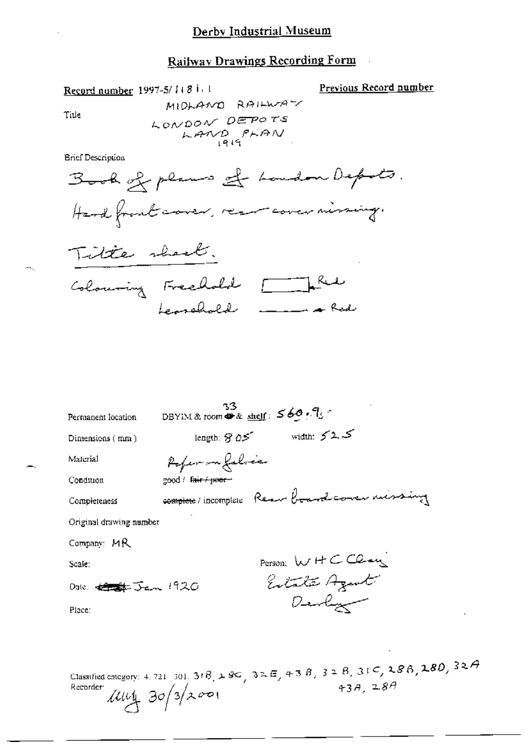# Derby Industrial Museum

## Railway Drawings Recording Form

**Record number** 1997-5/1181.1

**Previous Record number**

**Title**

MIDLAND RAILWAY
LONDON DEPOTS
LAND PLAN
1919

**Brief Description**

Book of plans of London Depots.
Hard front cover, rear cover missing.
Title sheet.
Colouring Freehold [ ] Red
Leasehold ——— Red

**Permanent location** DBYIM & room 33 & shelf: 560.95

**Dimensions (mm)** length: 805 width: 525

**Material** Paper on fabric

**Condition** good / ~~fair / poor~~

**Completeness** ~~complete~~ / incomplete Rear board cover missing

**Original drawing number**

**Company:** MR

**Scale:**

**Person:** W H C Clay
Estate Agent
Derby

**Date:** ~~[illegible]~~ Jan 1920

**Place:**

**Classified category:** 4. 721. 301. 31B, 28C, 32E, 43B, 32B, 31C, 28B, 28D, 32A, 43A, 28A

**Recorder:** [signature] 30/3/2001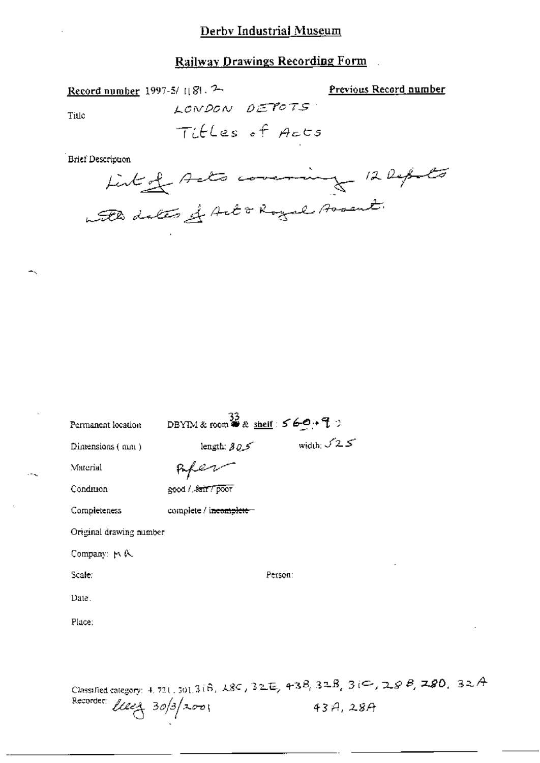# Derby Industrial Museum

## Railway Drawings Recording Form

**Record number** 1997-5/ 1181. 2

**Previous Record number**

Title: LONDON DEPOTS
Titles of Acts

Brief Description:
List of Acts covering 12 Depots with dates of Act & Royal Assent.

Permanent location: DBYIM & room 33 & shelf: 560+9

Dimensions (mm): length: 805 width: 525

Material: Paper

Condition: good / ~~fair / poor~~

Completeness: complete / ~~incomplete~~

Original drawing number

Company: MR

Scale:

Person:

Date.

Place:

Classified category: 4.721.301.31B, 28C, 32E, 43B, 32B, 31C, 28B, 28D, 32A 43A, 28A

Recorder: lucy 30/3/2001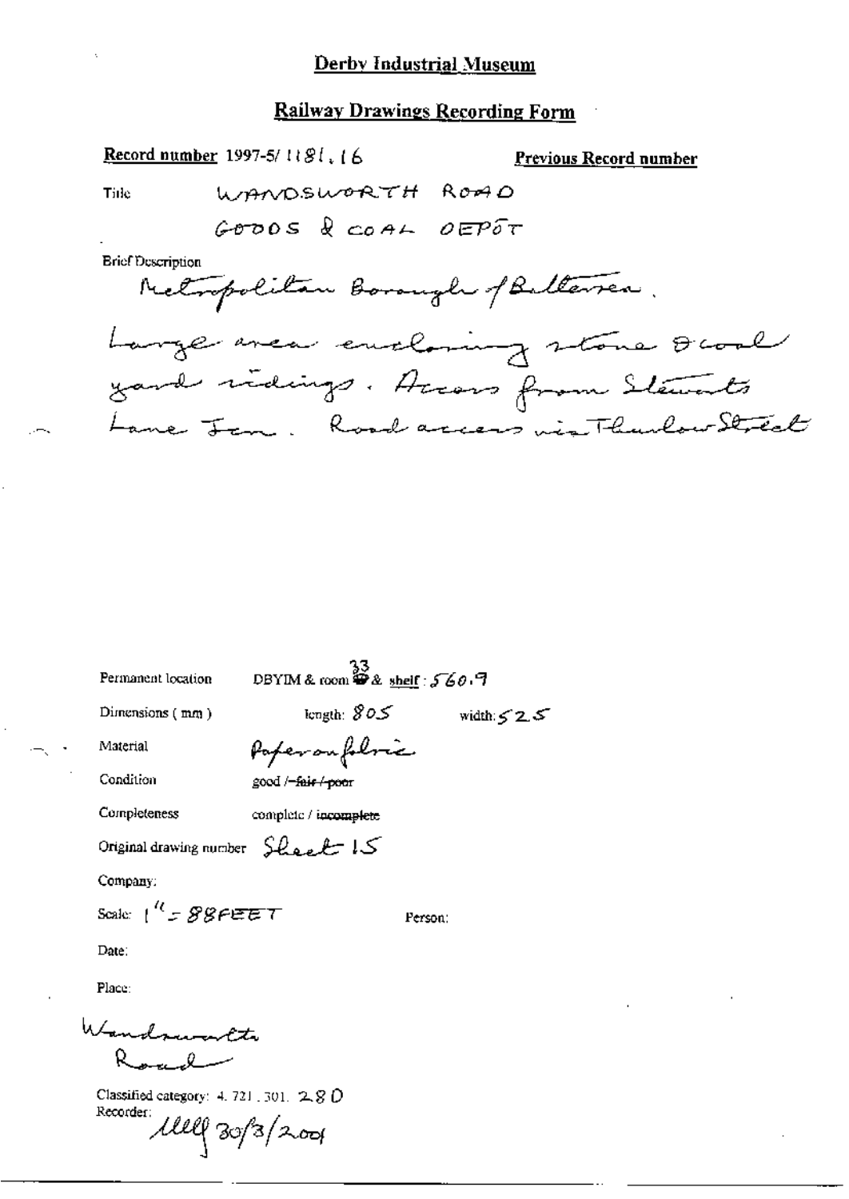# Derby Industrial Museum

## Railway Drawings Recording Form

**Record number** 1997-5/ 1181.16 **Previous Record number**

Title WANDSWORTH ROAD
GOODS & COAL DEPOT

Brief Description
Metropolitan Borough of Battersea.
Large area enclosing stone & coal yard sidings. Access from Stewarts Lane Jcn. Road access via Thurlow Street

Permanent location DBYIM & room 33 & shelf : 560.9

Dimensions ( mm ) length: 805 width: 525

Material Paper on fabric

Condition good / ~~fair / poor~~

Completeness complete / ~~incomplete~~

Original drawing number Sheet 15

Company:

Scale: 1" = 88FEET Person:

Date:

Place:

Wandsworth Road

Classified category: 4. 721. 301. 28 D

Recorder: MLLG 30/3/2001